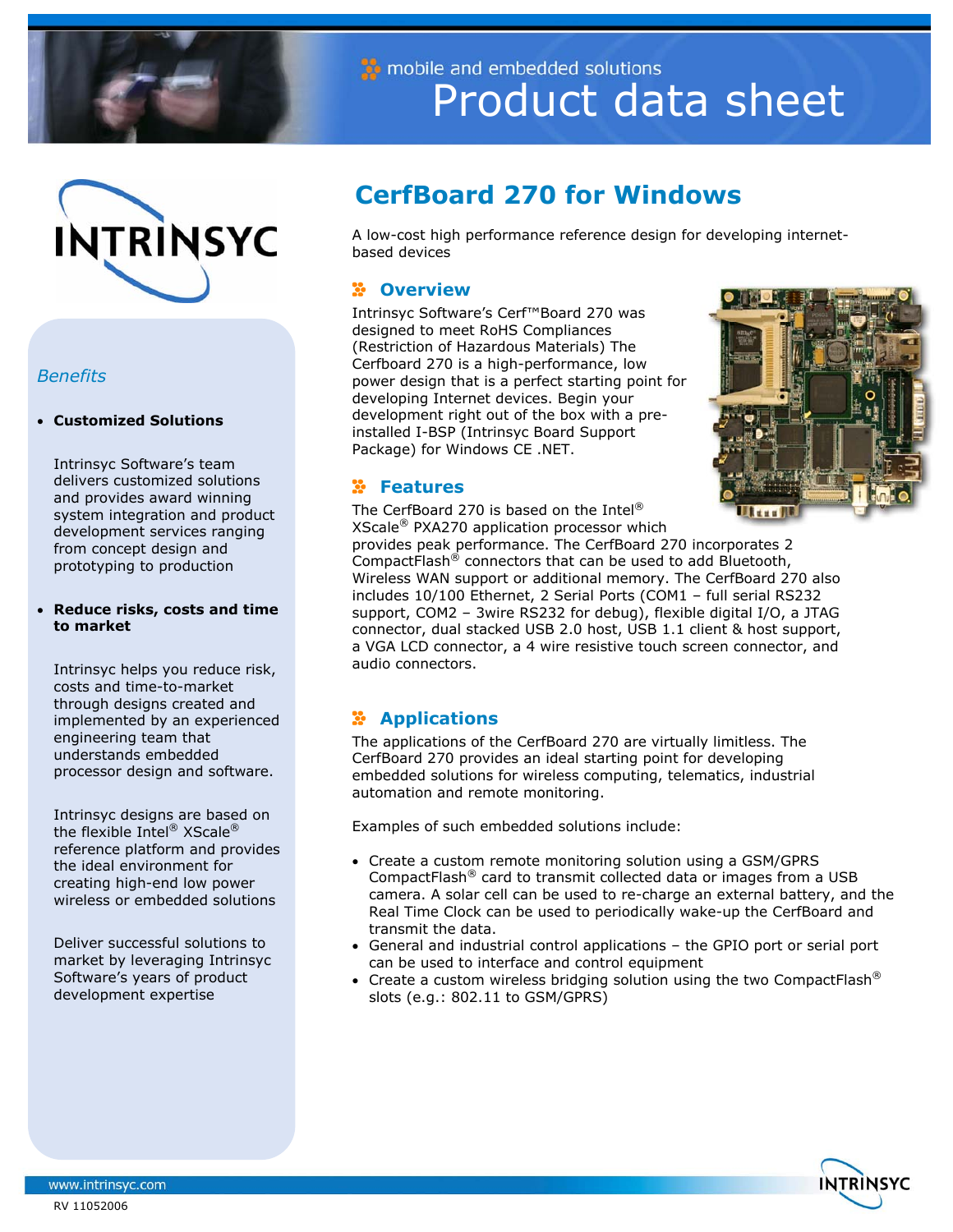mobile and embedded solutions

# Product data sheet

# CerfBoard 270 for Windows

A low-cost high performance reference design for developing internet-based devices

## Overview

Intrinsyc Software's Cerf™Board 270 was designed to meet RoHS Compliances (Restriction of Hazardous Materials) The Cerfboard 270 is a high-performance, low power design that is a perfect starting point for developing Internet devices. Begin your development right out of the box with a pre-installed I-BSP (Intrinsyc Board Support Package) for Windows CE .NET.

## Features

The CerfBoard 270 is based on the Intel® XScale® PXA270 application processor which provides peak performance. The CerfBoard 270 incorporates 2 CompactFlash® connectors that can be used to add Bluetooth, Wireless WAN support or additional memory. The CerfBoard 270 also includes 10/100 Ethernet, 2 Serial Ports (COM1 – full serial RS232 support, COM2 – 3wire RS232 for debug), flexible digital I/O, a JTAG connector, dual stacked USB 2.0 host, USB 1.1 client & host support, a VGA LCD connector, a 4 wire resistive touch screen connector, and audio connectors.

## Applications

The applications of the CerfBoard 270 are virtually limitless. The CerfBoard 270 provides an ideal starting point for developing embedded solutions for wireless computing, telematics, industrial automation and remote monitoring.

Examples of such embedded solutions include:

- Create a custom remote monitoring solution using a GSM/GPRS CompactFlash® card to transmit collected data or images from a USB camera. A solar cell can be used to re-charge an external battery, and the Real Time Clock can be used to periodically wake-up the CerfBoard and transmit the data.
- General and industrial control applications – the GPIO port or serial port can be used to interface and control equipment
- Create a custom wireless bridging solution using the two CompactFlash® slots (e.g.: 802.11 to GSM/GPRS)

*Benefits*

- **Customized Solutions**

  Intrinsyc Software's team delivers customized solutions and provides award winning system integration and product development services ranging from concept design and prototyping to production

- **Reduce risks, costs and time to market**

  Intrinsyc helps you reduce risk, costs and time-to-market through designs created and implemented by an experienced engineering team that understands embedded processor design and software.

  Intrinsyc designs are based on the flexible Intel® XScale® reference platform and provides the ideal environment for creating high-end low power wireless or embedded solutions

  Deliver successful solutions to market by leveraging Intrinsyc Software's years of product development expertise

www.intrinsyc.com

RV 11052006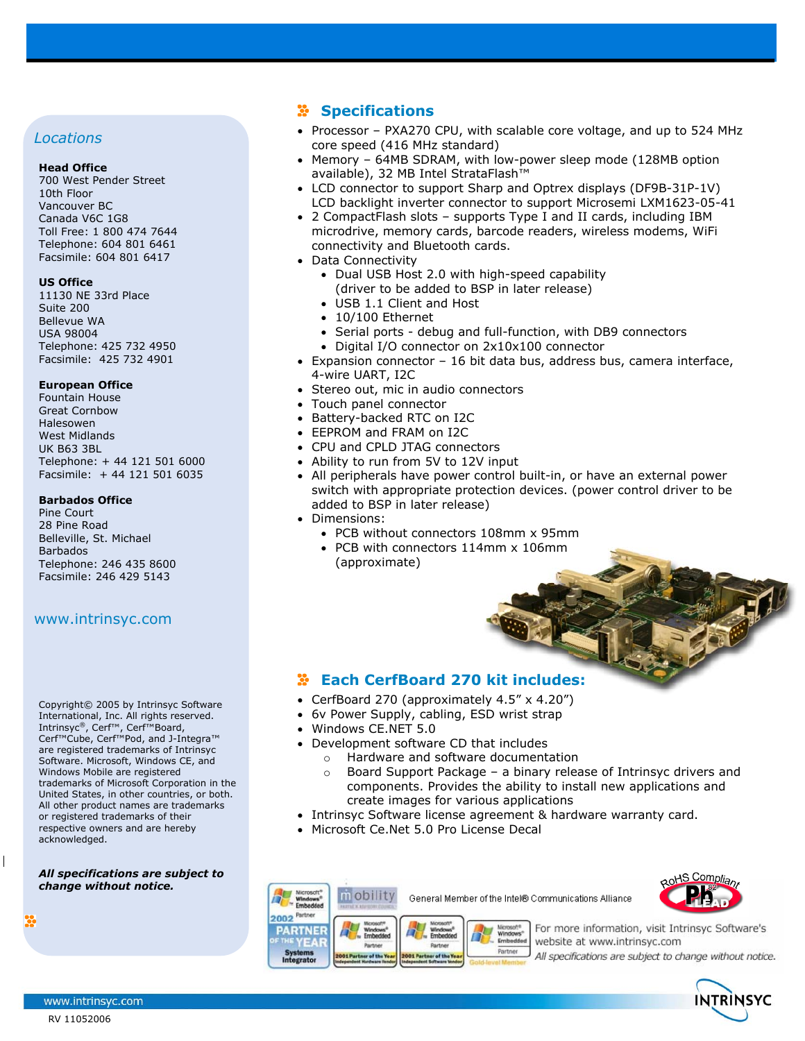## Locations

**Head Office**
700 West Pender Street
10th Floor
Vancouver BC
Canada V6C 1G8
Toll Free: 1 800 474 7644
Telephone: 604 801 6461
Facsimile: 604 801 6417

**US Office**
11130 NE 33rd Place
Suite 200
Bellevue WA
USA 98004
Telephone: 425 732 4950
Facsimile: 425 732 4901

**European Office**
Fountain House
Great Cornbow
Halesowen
West Midlands
UK B63 3BL
Telephone: + 44 121 501 6000
Facsimile: + 44 121 501 6035

**Barbados Office**
Pine Court
28 Pine Road
Belleville, St. Michael
Barbados
Telephone: 246 435 8600
Facsimile: 246 429 5143

www.intrinsyc.com

Copyright© 2005 by Intrinsyc Software International, Inc. All rights reserved. Intrinsyc®, Cerf™, Cerf™Board, Cerf™Cube, Cerf™Pod, and J-Integra™ are registered trademarks of Intrinsyc Software. Microsoft, Windows CE, and Windows Mobile are registered trademarks of Microsoft Corporation in the United States, in other countries, or both. All other product names are trademarks or registered trademarks of their respective owners and are hereby acknowledged.

***All specifications are subject to change without notice.***

## Specifications

- Processor – PXA270 CPU, with scalable core voltage, and up to 524 MHz core speed (416 MHz standard)
- Memory – 64MB SDRAM, with low-power sleep mode (128MB option available), 32 MB Intel StrataFlash™
- LCD connector to support Sharp and Optrex displays (DF9B-31P-1V) LCD backlight inverter connector to support Microsemi LXM1623-05-41
- 2 CompactFlash slots – supports Type I and II cards, including IBM microdrive, memory cards, barcode readers, wireless modems, WiFi connectivity and Bluetooth cards.
- Data Connectivity
  - Dual USB Host 2.0 with high-speed capability (driver to be added to BSP in later release)
  - USB 1.1 Client and Host
  - 10/100 Ethernet
  - Serial ports - debug and full-function, with DB9 connectors
  - Digital I/O connector on 2x10x100 connector
- Expansion connector – 16 bit data bus, address bus, camera interface, 4-wire UART, I2C
- Stereo out, mic in audio connectors
- Touch panel connector
- Battery-backed RTC on I2C
- EEPROM and FRAM on I2C
- CPU and CPLD JTAG connectors
- Ability to run from 5V to 12V input
- All peripherals have power control built-in, or have an external power switch with appropriate protection devices. (power control driver to be added to BSP in later release)
- Dimensions:
  - PCB without connectors 108mm x 95mm
  - PCB with connectors 114mm x 106mm (approximate)

## Each CerfBoard 270 kit includes:

- CerfBoard 270 (approximately 4.5" x 4.20")
- 6v Power Supply, cabling, ESD wrist strap
- Windows CE.NET 5.0
- Development software CD that includes
  - Hardware and software documentation
  - Board Support Package – a binary release of Intrinsyc drivers and components. Provides the ability to install new applications and create images for various applications
- Intrinsyc Software license agreement & hardware warranty card.
- Microsoft Ce.Net 5.0 Pro License Decal

General Member of the Intel® Communications Alliance

RoHS Compliant

For more information, visit Intrinsyc Software's website at www.intrinsyc.com

*All specifications are subject to change without notice.*

www.intrinsyc.com

RV 11052006